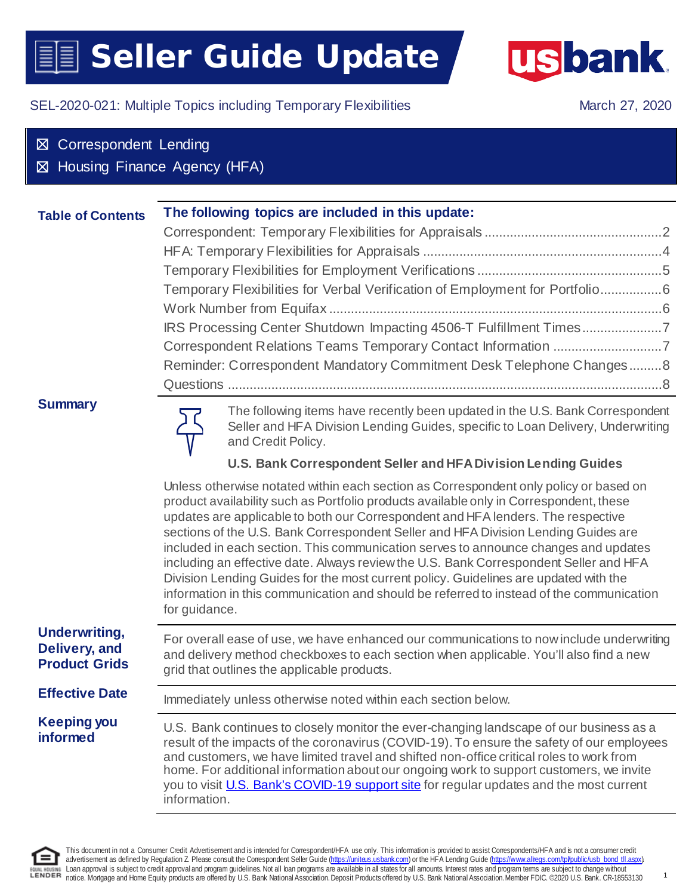# Seller Guide Update

SEL-2020-021: Multiple Topics including Temporary Flexibilities

March 27, 2020

☒ Correspondent Lending
☒ Housing Finance Agency (HFA)

## Table of Contents

**The following topics are included in this update:**

- Correspondent: Temporary Flexibilities for Appraisals ....2
- HFA: Temporary Flexibilities for Appraisals ....4
- Temporary Flexibilities for Employment Verifications ....5
- Temporary Flexibilities for Verbal Verification of Employment for Portfolio ....6
- Work Number from Equifax ....6
- IRS Processing Center Shutdown Impacting 4506-T Fulfillment Times ....7
- Correspondent Relations Teams Temporary Contact Information ....7
- Reminder: Correspondent Mandatory Commitment Desk Telephone Changes ....8
- Questions ....8

## Summary

The following items have recently been updated in the U.S. Bank Correspondent Seller and HFA Division Lending Guides, specific to Loan Delivery, Underwriting and Credit Policy.

**U.S. Bank Correspondent Seller and HFA Division Lending Guides**

Unless otherwise notated within each section as Correspondent only policy or based on product availability such as Portfolio products available only in Correspondent, these updates are applicable to both our Correspondent and HFA lenders. The respective sections of the U.S. Bank Correspondent Seller and HFA Division Lending Guides are included in each section. This communication serves to announce changes and updates including an effective date. Always review the U.S. Bank Correspondent Seller and HFA Division Lending Guides for the most current policy. Guidelines are updated with the information in this communication and should be referred to instead of the communication for guidance.

## Underwriting, Delivery, and Product Grids

For overall ease of use, we have enhanced our communications to now include underwriting and delivery method checkboxes to each section when applicable. You'll also find a new grid that outlines the applicable products.

## Effective Date

Immediately unless otherwise noted within each section below.

## Keeping you informed

U.S. Bank continues to closely monitor the ever-changing landscape of our business as a result of the impacts of the coronavirus (COVID-19). To ensure the safety of our employees and customers, we have limited travel and shifted non-office critical roles to work from home. For additional information about our ongoing work to support customers, we invite you to visit U.S. Bank's COVID-19 support site for regular updates and the most current information.

This document in not a Consumer Credit Advertisement and is intended for Correspondent/HFA use only. This information is provided to assist Correspondents/HFAs and is not a consumer credit advertisement as defined by Regulation Z. Please consult the Correspondent Seller Guide (https://uniteus.usbank.com) or the HFA Lending Guide (https://www.allregs.com/tpl/public/usb_bond_tll.aspx). Loan approval is subject to credit approval and program guidelines. Not all loan programs are available in all states for all amounts. Interest rates and program terms are subject to change without notice. Mortgage and Home Equity products are offered by U.S. Bank National Association. Deposit Products offered by U.S. Bank National Association. Member FDIC. ©2020 U.S. Bank. CR-18553130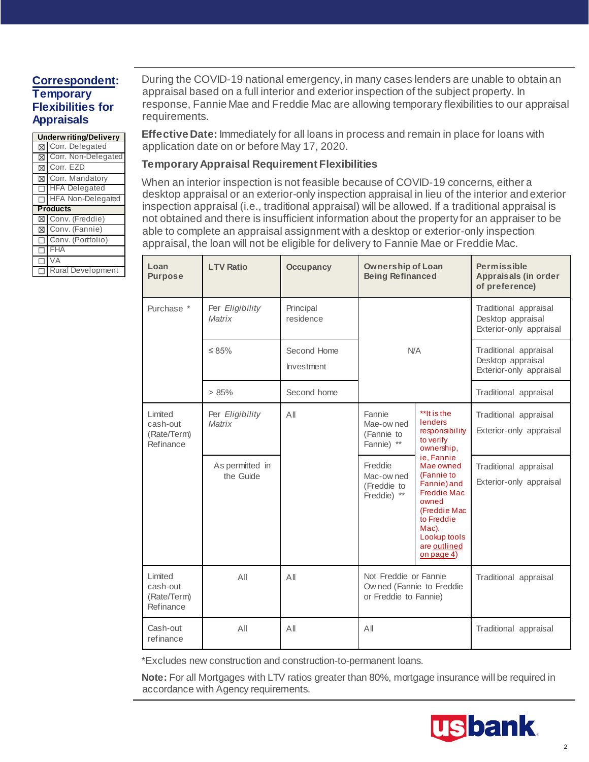# Correspondent: Temporary Flexibilities for Appraisals

| Underwriting/Delivery | |
|---|---|
| ☒ | Corr. Delegated |
| ☒ | Corr. Non-Delegated |
| ☒ | Corr. EZD |
| ☒ | Corr. Mandatory |
| ☐ | HFA Delegated |
| ☐ | HFA Non-Delegated |
| **Products** | |
| ☒ | Conv. (Freddie) |
| ☒ | Conv. (Fannie) |
| ☐ | Conv. (Portfolio) |
| ☐ | FHA |
| ☐ | VA |
| ☐ | Rural Development |

During the COVID-19 national emergency, in many cases lenders are unable to obtain an appraisal based on a full interior and exterior inspection of the subject property. In response, Fannie Mae and Freddie Mac are allowing temporary flexibilities to our appraisal requirements.

**Effective Date:** Immediately for all loans in process and remain in place for loans with application date on or before May 17, 2020.

## Temporary Appraisal Requirement Flexibilities

When an interior inspection is not feasible because of COVID-19 concerns, either a desktop appraisal or an exterior-only inspection appraisal in lieu of the interior and exterior inspection appraisal (i.e., traditional appraisal) will be allowed. If a traditional appraisal is not obtained and there is insufficient information about the property for an appraiser to be able to complete an appraisal assignment with a desktop or exterior-only inspection appraisal, the loan will not be eligible for delivery to Fannie Mae or Freddie Mac.

| Loan Purpose | LTV Ratio | Occupancy | Ownership of Loan Being Refinanced | | Permissible Appraisals (in order of preference) |
|---|---|---|---|---|---|
| Purchase * | Per *Eligibility Matrix* | Principal residence | N/A | | Traditional appraisal<br>Desktop appraisal<br>Exterior-only appraisal |
| | ≤ 85% | Second Home<br>Investment | | | Traditional appraisal<br>Desktop appraisal<br>Exterior-only appraisal |
| | > 85% | Second home | | | Traditional appraisal |
| Limited cash-out (Rate/Term) Refinance | Per *Eligibility Matrix* | All | Fannie Mae-owned (Fannie to Fannie) ** | **It is the lenders responsibility to verify ownership, ie, Fannie Mae owned (Fannie to Fannie) and Freddie Mac owned (Freddie Mac to Freddie Mac). Lookup tools are outlined on page 4) | Traditional appraisal<br>Exterior-only appraisal |
| | As permitted in the Guide | | Freddie Mac-owned (Freddie to Freddie) ** | | Traditional appraisal<br>Exterior-only appraisal |
| Limited cash-out (Rate/Term) Refinance | All | All | Not Freddie or Fannie Owned (Fannie to Freddie or Freddie to Fannie) | | Traditional appraisal |
| Cash-out refinance | All | All | All | | Traditional appraisal |

*Excludes new construction and construction-to-permanent loans.

**Note:** For all Mortgages with LTV ratios greater than 80%, mortgage insurance will be required in accordance with Agency requirements.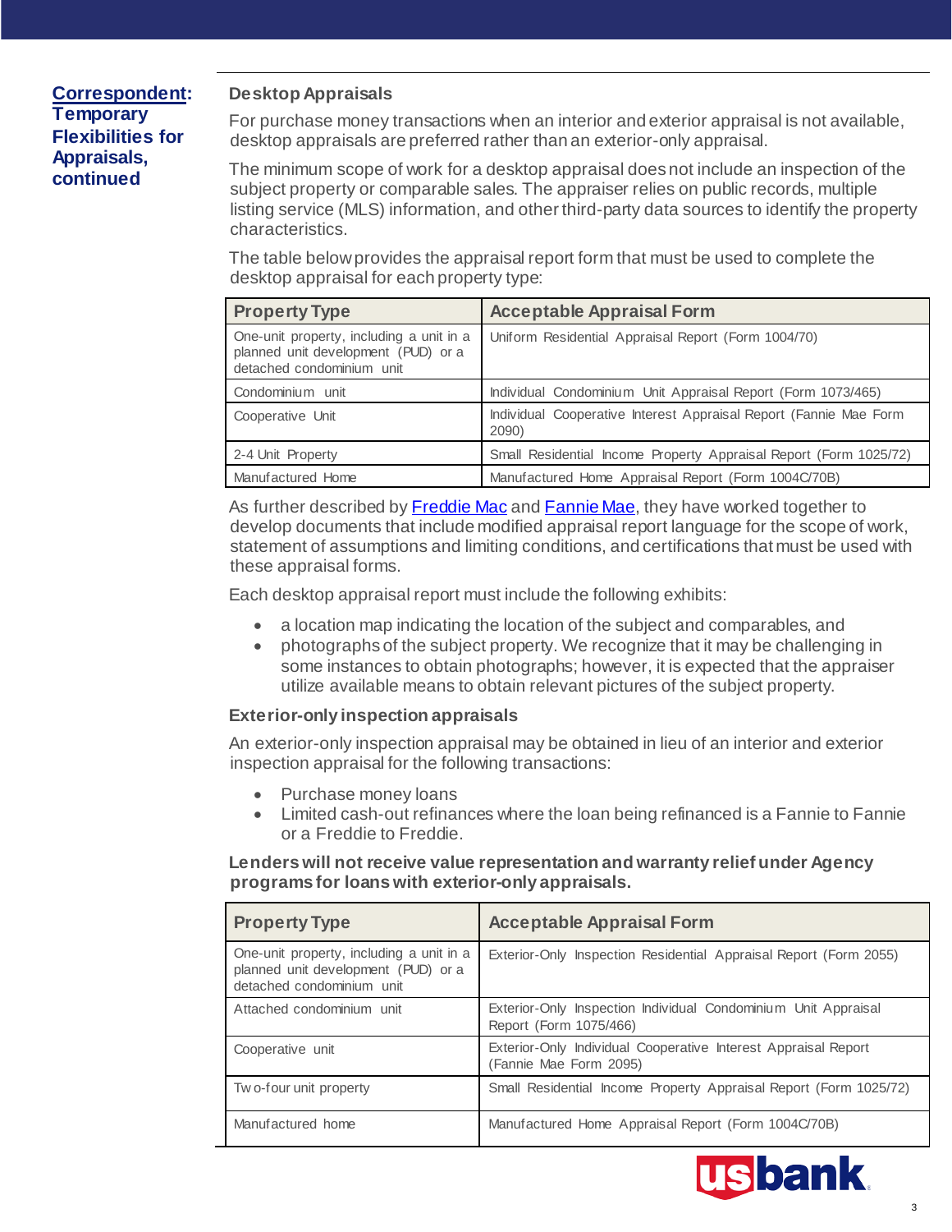**Correspondent: Temporary Flexibilities for Appraisals, continued**

### Desktop Appraisals

For purchase money transactions when an interior and exterior appraisal is not available, desktop appraisals are preferred rather than an exterior-only appraisal.

The minimum scope of work for a desktop appraisal does not include an inspection of the subject property or comparable sales. The appraiser relies on public records, multiple listing service (MLS) information, and other third-party data sources to identify the property characteristics.

The table below provides the appraisal report form that must be used to complete the desktop appraisal for each property type:

| Property Type | Acceptable Appraisal Form |
|---|---|
| One-unit property, including a unit in a planned unit development (PUD) or a detached condominium unit | Uniform Residential Appraisal Report (Form 1004/70) |
| Condominium unit | Individual Condominium Unit Appraisal Report (Form 1073/465) |
| Cooperative Unit | Individual Cooperative Interest Appraisal Report (Fannie Mae Form 2090) |
| 2-4 Unit Property | Small Residential Income Property Appraisal Report (Form 1025/72) |
| Manufactured Home | Manufactured Home Appraisal Report (Form 1004C/70B) |

As further described by Freddie Mac and Fannie Mae, they have worked together to develop documents that include modified appraisal report language for the scope of work, statement of assumptions and limiting conditions, and certifications that must be used with these appraisal forms.

Each desktop appraisal report must include the following exhibits:

- a location map indicating the location of the subject and comparables, and
- photographs of the subject property. We recognize that it may be challenging in some instances to obtain photographs; however, it is expected that the appraiser utilize available means to obtain relevant pictures of the subject property.

### Exterior-only inspection appraisals

An exterior-only inspection appraisal may be obtained in lieu of an interior and exterior inspection appraisal for the following transactions:

- Purchase money loans
- Limited cash-out refinances where the loan being refinanced is a Fannie to Fannie or a Freddie to Freddie.

**Lenders will not receive value representation and warranty relief under Agency programs for loans with exterior-only appraisals.**

| Property Type | Acceptable Appraisal Form |
|---|---|
| One-unit property, including a unit in a planned unit development (PUD) or a detached condominium unit | Exterior-Only Inspection Residential Appraisal Report (Form 2055) |
| Attached condominium unit | Exterior-Only Inspection Individual Condominium Unit Appraisal Report (Form 1075/466) |
| Cooperative unit | Exterior-Only Individual Cooperative Interest Appraisal Report (Fannie Mae Form 2095) |
| Two-four unit property | Small Residential Income Property Appraisal Report (Form 1025/72) |
| Manufactured home | Manufactured Home Appraisal Report (Form 1004C/70B) |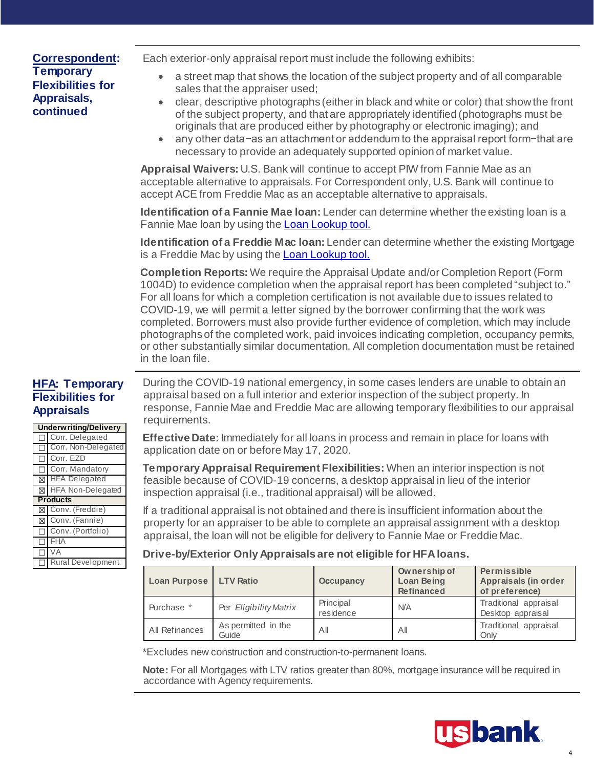## Correspondent: Temporary Flexibilities for Appraisals, continued

Each exterior-only appraisal report must include the following exhibits:

- a street map that shows the location of the subject property and of all comparable sales that the appraiser used;
- clear, descriptive photographs (either in black and white or color) that show the front of the subject property, and that are appropriately identified (photographs must be originals that are produced either by photography or electronic imaging); and
- any other data−as an attachment or addendum to the appraisal report form−that are necessary to provide an adequately supported opinion of market value.

**Appraisal Waivers:** U.S. Bank will continue to accept PIW from Fannie Mae as an acceptable alternative to appraisals. For Correspondent only, U.S. Bank will continue to accept ACE from Freddie Mac as an acceptable alternative to appraisals.

**Identification of a Fannie Mae loan:** Lender can determine whether the existing loan is a Fannie Mae loan by using the Loan Lookup tool.

**Identification of a Freddie Mac loan:** Lender can determine whether the existing Mortgage is a Freddie Mac by using the Loan Lookup tool.

**Completion Reports:** We require the Appraisal Update and/or Completion Report (Form 1004D) to evidence completion when the appraisal report has been completed "subject to." For all loans for which a completion certification is not available due to issues related to COVID-19, we will permit a letter signed by the borrower confirming that the work was completed. Borrowers must also provide further evidence of completion, which may include photographs of the completed work, paid invoices indicating completion, occupancy permits, or other substantially similar documentation. All completion documentation must be retained in the loan file.

## HFA: Temporary Flexibilities for Appraisals

| Underwriting/Delivery |
|---|
| ☐ Corr. Delegated |
| ☐ Corr. Non-Delegated |
| ☐ Corr. EZD |
| ☐ Corr. Mandatory |
| ☒ HFA Delegated |
| ☒ HFA Non-Delegated |
| **Products** |
| ☒ Conv. (Freddie) |
| ☒ Conv. (Fannie) |
| ☐ Conv. (Portfolio) |
| ☐ FHA |
| ☐ VA |
| ☐ Rural Development |

During the COVID-19 national emergency, in some cases lenders are unable to obtain an appraisal based on a full interior and exterior inspection of the subject property. In response, Fannie Mae and Freddie Mac are allowing temporary flexibilities to our appraisal requirements.

**Effective Date:** Immediately for all loans in process and remain in place for loans with application date on or before May 17, 2020.

**Temporary Appraisal Requirement Flexibilities:** When an interior inspection is not feasible because of COVID-19 concerns, a desktop appraisal in lieu of the interior inspection appraisal (i.e., traditional appraisal) will be allowed.

If a traditional appraisal is not obtained and there is insufficient information about the property for an appraiser to be able to complete an appraisal assignment with a desktop appraisal, the loan will not be eligible for delivery to Fannie Mae or Freddie Mac.

**Drive-by/Exterior Only Appraisals are not eligible for HFA loans.**

| Loan Purpose | LTV Ratio | Occupancy | Ownership of Loan Being Refinanced | Permissible Appraisals (in order of preference) |
|---|---|---|---|---|
| Purchase * | Per *Eligibility Matrix* | Principal residence | N/A | Traditional appraisal<br>Desktop appraisal |
| All Refinances | As permitted in the Guide | All | All | Traditional appraisal Only |

*Excludes new construction and construction-to-permanent loans.

**Note:** For all Mortgages with LTV ratios greater than 80%, mortgage insurance will be required in accordance with Agency requirements.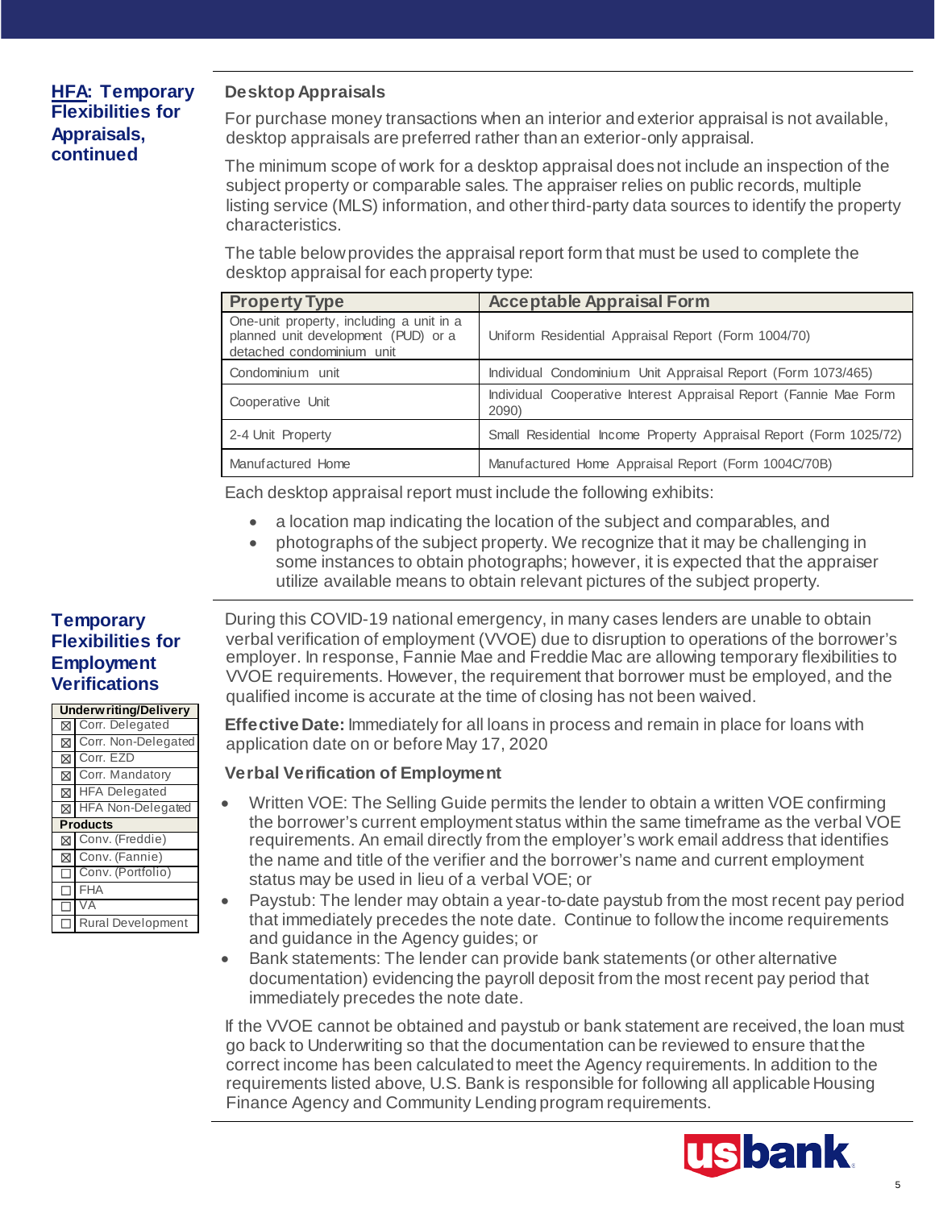## HFA: Temporary Flexibilities for Appraisals, continued

### Desktop Appraisals

For purchase money transactions when an interior and exterior appraisal is not available, desktop appraisals are preferred rather than an exterior-only appraisal.

The minimum scope of work for a desktop appraisal does not include an inspection of the subject property or comparable sales. The appraiser relies on public records, multiple listing service (MLS) information, and other third-party data sources to identify the property characteristics.

The table below provides the appraisal report form that must be used to complete the desktop appraisal for each property type:

| Property Type | Acceptable Appraisal Form |
|---|---|
| One-unit property, including a unit in a planned unit development (PUD) or a detached condominium unit | Uniform Residential Appraisal Report (Form 1004/70) |
| Condominium unit | Individual Condominium Unit Appraisal Report (Form 1073/465) |
| Cooperative Unit | Individual Cooperative Interest Appraisal Report (Fannie Mae Form 2090) |
| 2-4 Unit Property | Small Residential Income Property Appraisal Report (Form 1025/72) |
| Manufactured Home | Manufactured Home Appraisal Report (Form 1004C/70B) |

Each desktop appraisal report must include the following exhibits:

- a location map indicating the location of the subject and comparables, and
- photographs of the subject property. We recognize that it may be challenging in some instances to obtain photographs; however, it is expected that the appraiser utilize available means to obtain relevant pictures of the subject property.

## Temporary Flexibilities for Employment Verifications

| Underwriting/Delivery | |
|---|---|
| ☒ | Corr. Delegated |
| ☒ | Corr. Non-Delegated |
| ☒ | Corr. EZD |
| ☒ | Corr. Mandatory |
| ☒ | HFA Delegated |
| ☒ | HFA Non-Delegated |
| **Products** | |
| ☒ | Conv. (Freddie) |
| ☒ | Conv. (Fannie) |
| ☐ | Conv. (Portfolio) |
| ☐ | FHA |
| ☐ | VA |
| ☐ | Rural Development |

During this COVID-19 national emergency, in many cases lenders are unable to obtain verbal verification of employment (VVOE) due to disruption to operations of the borrower's employer. In response, Fannie Mae and Freddie Mac are allowing temporary flexibilities to VVOE requirements. However, the requirement that borrower must be employed, and the qualified income is accurate at the time of closing has not been waived.

**Effective Date:** Immediately for all loans in process and remain in place for loans with application date on or before May 17, 2020

### Verbal Verification of Employment

- Written VOE: The Selling Guide permits the lender to obtain a written VOE confirming the borrower's current employment status within the same timeframe as the verbal VOE requirements. An email directly from the employer's work email address that identifies the name and title of the verifier and the borrower's name and current employment status may be used in lieu of a verbal VOE; or
- Paystub: The lender may obtain a year-to-date paystub from the most recent pay period that immediately precedes the note date. Continue to follow the income requirements and guidance in the Agency guides; or
- Bank statements: The lender can provide bank statements (or other alternative documentation) evidencing the payroll deposit from the most recent pay period that immediately precedes the note date.

If the VVOE cannot be obtained and paystub or bank statement are received, the loan must go back to Underwriting so that the documentation can be reviewed to ensure that the correct income has been calculated to meet the Agency requirements. In addition to the requirements listed above, U.S. Bank is responsible for following all applicable Housing Finance Agency and Community Lending program requirements.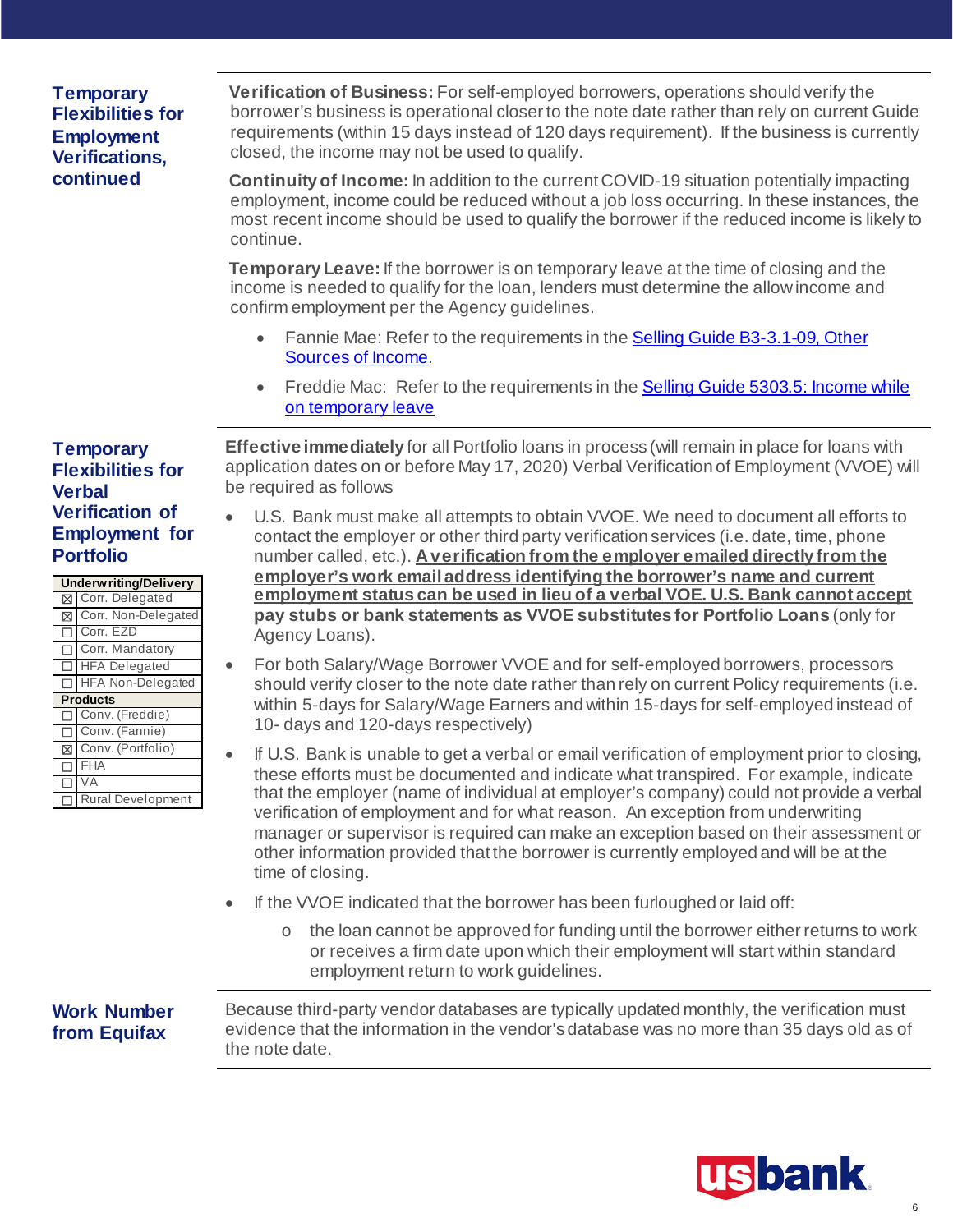## Temporary Flexibilities for Employment Verifications, continued

**Verification of Business:** For self-employed borrowers, operations should verify the borrower's business is operational closer to the note date rather than rely on current Guide requirements (within 15 days instead of 120 days requirement). If the business is currently closed, the income may not be used to qualify.

**Continuity of Income:** In addition to the current COVID-19 situation potentially impacting employment, income could be reduced without a job loss occurring. In these instances, the most recent income should be used to qualify the borrower if the reduced income is likely to continue.

**Temporary Leave:** If the borrower is on temporary leave at the time of closing and the income is needed to qualify for the loan, lenders must determine the allow income and confirm employment per the Agency guidelines.

- Fannie Mae: Refer to the requirements in the Selling Guide B3-3.1-09, Other Sources of Income.
- Freddie Mac: Refer to the requirements in the Selling Guide 5303.5: Income while on temporary leave

## Temporary Flexibilities for Verbal Verification of Employment for Portfolio

| Underwriting/Delivery | |
|---|---|
| ☒ | Corr. Delegated |
| ☒ | Corr. Non-Delegated |
| ☐ | Corr. EZD |
| ☐ | Corr. Mandatory |
| ☐ | HFA Delegated |
| ☐ | HFA Non-Delegated |
| **Products** | |
| ☐ | Conv. (Freddie) |
| ☐ | Conv. (Fannie) |
| ☒ | Conv. (Portfolio) |
| ☐ | FHA |
| ☐ | VA |
| ☐ | Rural Development |

**Effective immediately** for all Portfolio loans in process (will remain in place for loans with application dates on or before May 17, 2020) Verbal Verification of Employment (VVOE) will be required as follows

- U.S. Bank must make all attempts to obtain VVOE. We need to document all efforts to contact the employer or other third party verification services (i.e. date, time, phone number called, etc.). **A verification from the employer emailed directly from the employer's work email address identifying the borrower's name and current employment status can be used in lieu of a verbal VOE. U.S. Bank cannot accept pay stubs or bank statements as VVOE substitutes for Portfolio Loans** (only for Agency Loans).
- For both Salary/Wage Borrower VVOE and for self-employed borrowers, processors should verify closer to the note date rather than rely on current Policy requirements (i.e. within 5-days for Salary/Wage Earners and within 15-days for self-employed instead of 10- days and 120-days respectively)
- If U.S. Bank is unable to get a verbal or email verification of employment prior to closing, these efforts must be documented and indicate what transpired. For example, indicate that the employer (name of individual at employer's company) could not provide a verbal verification of employment and for what reason. An exception from underwriting manager or supervisor is required can make an exception based on their assessment or other information provided that the borrower is currently employed and will be at the time of closing.
- If the VVOE indicated that the borrower has been furloughed or laid off:
  - the loan cannot be approved for funding until the borrower either returns to work or receives a firm date upon which their employment will start within standard employment return to work guidelines.

## Work Number from Equifax

Because third-party vendor databases are typically updated monthly, the verification must evidence that the information in the vendor's database was no more than 35 days old as of the note date.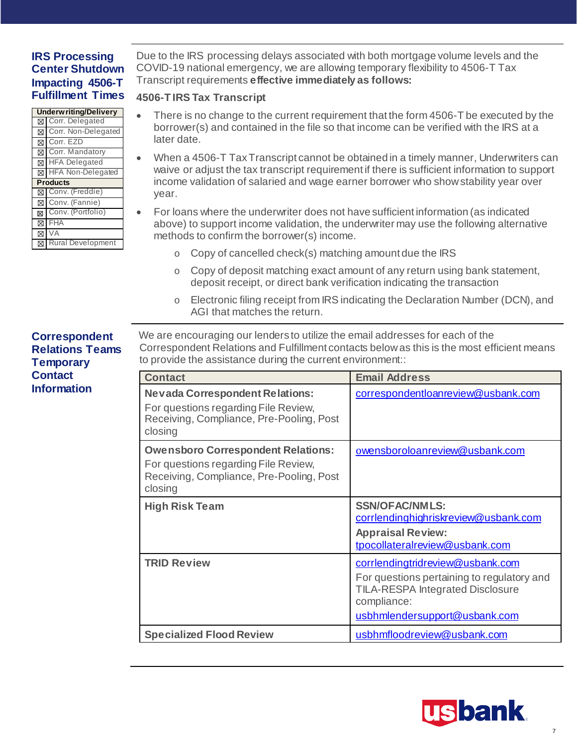## IRS Processing Center Shutdown Impacting 4506-T Fulfillment Times

| Underwriting/Delivery | |
|---|---|
| ☒ | Corr. Delegated |
| ☒ | Corr. Non-Delegated |
| ☒ | Corr. EZD |
| ☒ | Corr. Mandatory |
| ☒ | HFA Delegated |
| ☒ | HFA Non-Delegated |
| **Products** | |
| ☒ | Conv. (Freddie) |
| ☒ | Conv. (Fannie) |
| ☒ | Conv. (Portfolio) |
| ☒ | FHA |
| ☒ | VA |
| ☒ | Rural Development |

Due to the IRS processing delays associated with both mortgage volume levels and the COVID-19 national emergency, we are allowing temporary flexibility to 4506-T Tax Transcript requirements **effective immediately as follows:**

**4506-T IRS Tax Transcript**

- There is no change to the current requirement that the form 4506-T be executed by the borrower(s) and contained in the file so that income can be verified with the IRS at a later date.
- When a 4506-T Tax Transcript cannot be obtained in a timely manner, Underwriters can waive or adjust the tax transcript requirement if there is sufficient information to support income validation of salaried and wage earner borrower who show stability year over year.
- For loans where the underwriter does not have sufficient information (as indicated above) to support income validation, the underwriter may use the following alternative methods to confirm the borrower(s) income.
  - Copy of cancelled check(s) matching amount due the IRS
  - Copy of deposit matching exact amount of any return using bank statement, deposit receipt, or direct bank verification indicating the transaction
  - Electronic filing receipt from IRS indicating the Declaration Number (DCN), and AGI that matches the return.

## Correspondent Relations Teams Temporary Contact Information

We are encouraging our lenders to utilize the email addresses for each of the Correspondent Relations and Fulfillment contacts below as this is the most efficient means to provide the assistance during the current environment::

| Contact | Email Address |
|---|---|
| **Nevada Correspondent Relations:** For questions regarding File Review, Receiving, Compliance, Pre-Pooling, Post closing | correspondentloanreview@usbank.com |
| **Owensboro Correspondent Relations:** For questions regarding File Review, Receiving, Compliance, Pre-Pooling, Post closing | owensboroloanreview@usbank.com |
| **High Risk Team** | **SSN/OFAC/NMLS:** corrlendinghighriskreview@usbank.com **Appraisal Review:** tpocollateralreview@usbank.com |
| **TRID Review** | corrlendingtridreview@usbank.com For questions pertaining to regulatory and TILA-RESPA Integrated Disclosure compliance: usbhmlendersupport@usbank.com |
| **Specialized Flood Review** | usbhmfloodreview@usbank.com |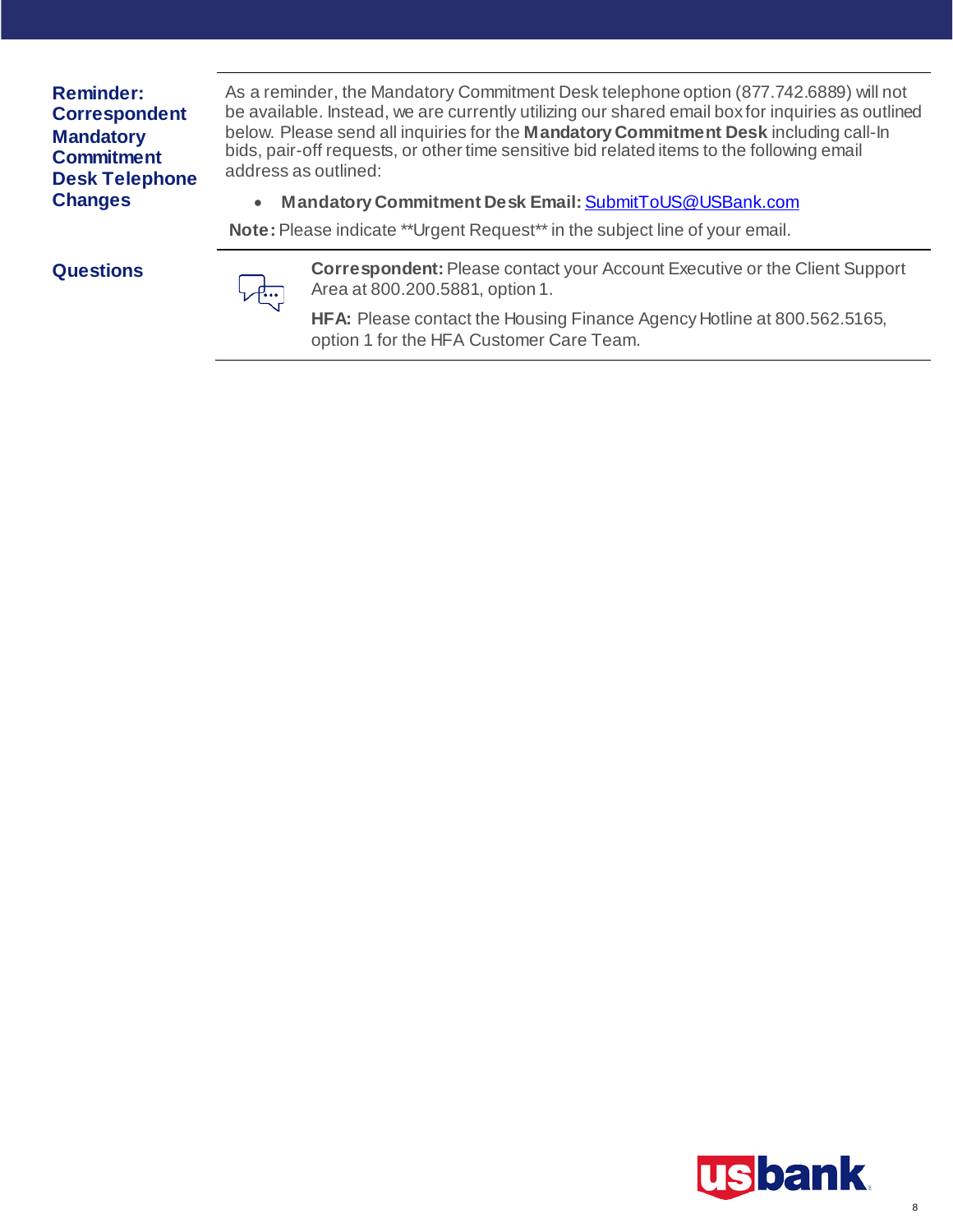## Reminder: Correspondent Mandatory Commitment Desk Telephone Changes

As a reminder, the Mandatory Commitment Desk telephone option (877.742.6889) will not be available. Instead, we are currently utilizing our shared email box for inquiries as outlined below. Please send all inquiries for the **Mandatory Commitment Desk** including call-In bids, pair-off requests, or other time sensitive bid related items to the following email address as outlined:

- **Mandatory Commitment Desk Email:** SubmitToUS@USBank.com

**Note:** Please indicate **Urgent Request** in the subject line of your email.

## Questions

**Correspondent:** Please contact your Account Executive or the Client Support Area at 800.200.5881, option 1.

**HFA:** Please contact the Housing Finance Agency Hotline at 800.562.5165, option 1 for the HFA Customer Care Team.